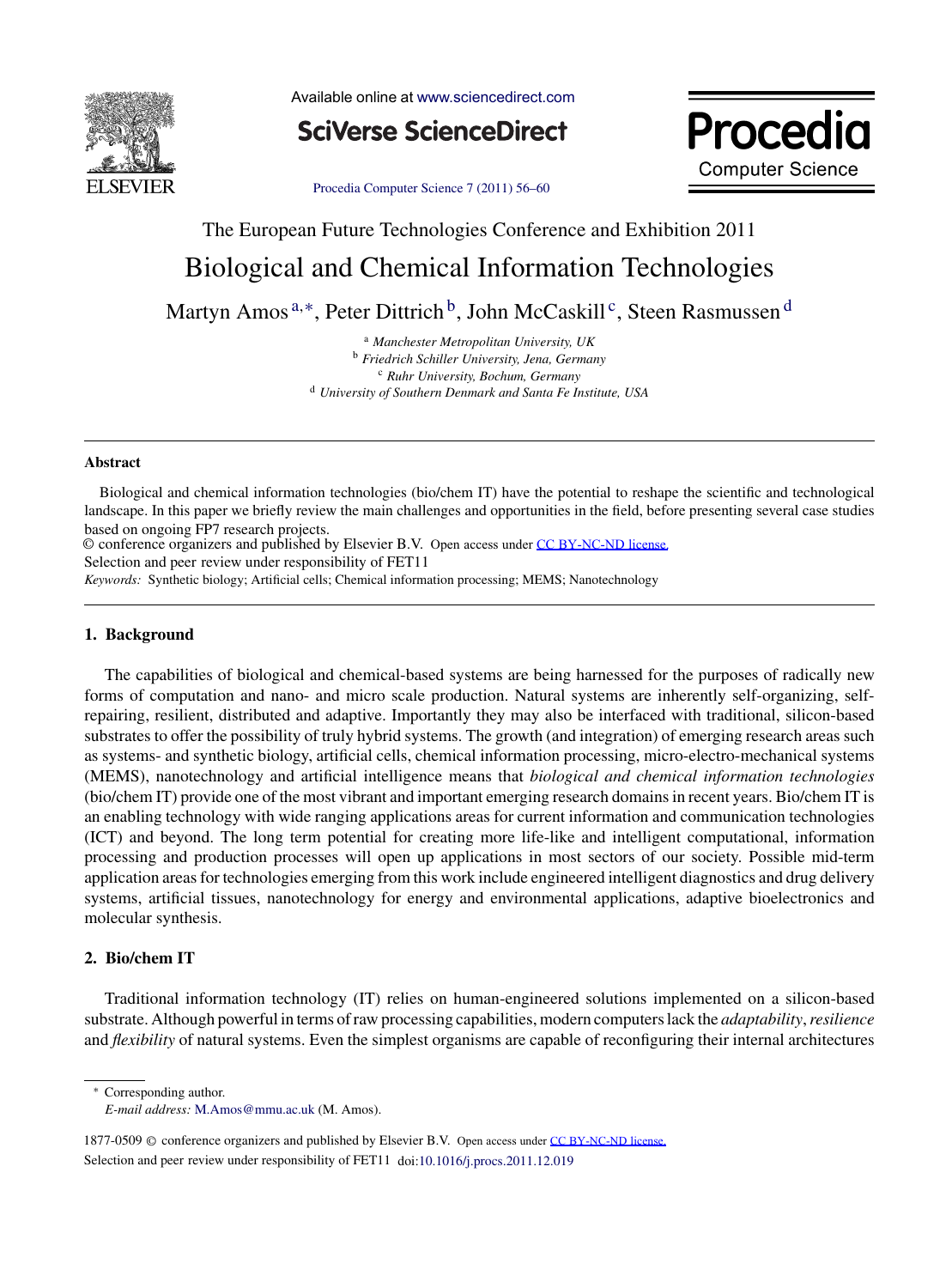The European Future Technologies Conference and Exhibition 2011

# Biological and Chemical Information Technologies

Martyn Amos[a,*], Peter Dittrich[b], John McCaskill[c], Steen Rasmussen[d]

[a] *Manchester Metropolitan University, UK*
[b] *Friedrich Schiller University, Jena, Germany*
[c] *Ruhr University, Bochum, Germany*
[d] *University of Southern Denmark and Santa Fe Institute, USA*

---

**Abstract**

Biological and chemical information technologies (bio/chem IT) have the potential to reshape the scientific and technological landscape. In this paper we briefly review the main challenges and opportunities in the field, before presenting several case studies based on ongoing FP7 research projects.

© conference organizers and published by Elsevier B.V. Open access under CC BY-NC-ND license.

Selection and peer review under responsibility of FET11

*Keywords:* Synthetic biology; Artificial cells; Chemical information processing; MEMS; Nanotechnology

---

## 1. Background

The capabilities of biological and chemical-based systems are being harnessed for the purposes of radically new forms of computation and nano- and micro scale production. Natural systems are inherently self-organizing, self-repairing, resilient, distributed and adaptive. Importantly they may also be interfaced with traditional, silicon-based substrates to offer the possibility of truly hybrid systems. The growth (and integration) of emerging research areas such as systems- and synthetic biology, artificial cells, chemical information processing, micro-electro-mechanical systems (MEMS), nanotechnology and artificial intelligence means that *biological and chemical information technologies* (bio/chem IT) provide one of the most vibrant and important emerging research domains in recent years. Bio/chem IT is an enabling technology with wide ranging applications areas for current information and communication technologies (ICT) and beyond. The long term potential for creating more life-like and intelligent computational, information processing and production processes will open up applications in most sectors of our society. Possible mid-term application areas for technologies emerging from this work include engineered intelligent diagnostics and drug delivery systems, artificial tissues, nanotechnology for energy and environmental applications, adaptive bioelectronics and molecular synthesis.

## 2. Bio/chem IT

Traditional information technology (IT) relies on human-engineered solutions implemented on a silicon-based substrate. Although powerful in terms of raw processing capabilities, modern computers lack the *adaptability*, *resilience* and *flexibility* of natural systems. Even the simplest organisms are capable of reconfiguring their internal architectures

---

\* Corresponding author.
*E-mail address:* M.Amos@mmu.ac.uk (M. Amos).

1877-0509 © conference organizers and published by Elsevier B.V. Open access under CC BY-NC-ND license.
Selection and peer review under responsibility of FET11 doi:10.1016/j.procs.2011.12.019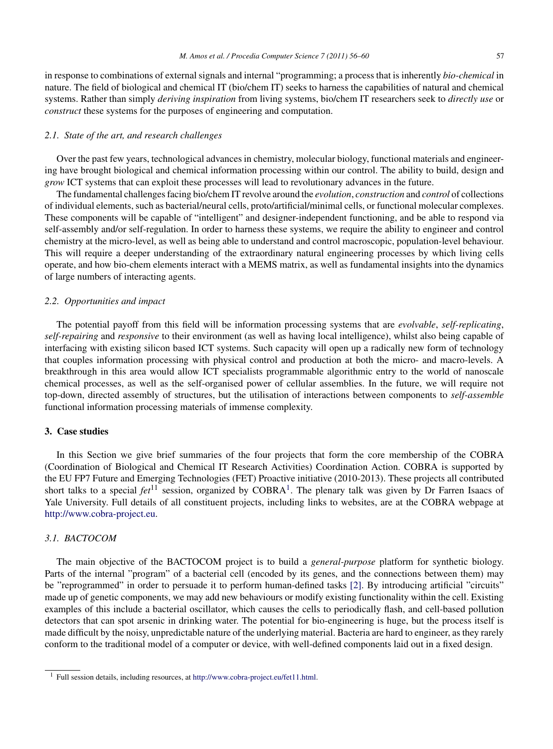in response to combinations of external signals and internal "programming; a process that is inherently *bio-chemical* in nature. The field of biological and chemical IT (bio/chem IT) seeks to harness the capabilities of natural and chemical systems. Rather than simply *deriving inspiration* from living systems, bio/chem IT researchers seek to *directly use* or *construct* these systems for the purposes of engineering and computation.

### 2.1. State of the art, and research challenges

Over the past few years, technological advances in chemistry, molecular biology, functional materials and engineering have brought biological and chemical information processing within our control. The ability to build, design and *grow* ICT systems that can exploit these processes will lead to revolutionary advances in the future.

The fundamental challenges facing bio/chem IT revolve around the *evolution*, *construction* and *control* of collections of individual elements, such as bacterial/neural cells, proto/artificial/minimal cells, or functional molecular complexes. These components will be capable of "intelligent" and designer-independent functioning, and be able to respond via self-assembly and/or self-regulation. In order to harness these systems, we require the ability to engineer and control chemistry at the micro-level, as well as being able to understand and control macroscopic, population-level behaviour. This will require a deeper understanding of the extraordinary natural engineering processes by which living cells operate, and how bio-chem elements interact with a MEMS matrix, as well as fundamental insights into the dynamics of large numbers of interacting agents.

### 2.2. Opportunities and impact

The potential payoff from this field will be information processing systems that are *evolvable*, *self-replicating*, *self-repairing* and *responsive* to their environment (as well as having local intelligence), whilst also being capable of interfacing with existing silicon based ICT systems. Such capacity will open up a radically new form of technology that couples information processing with physical control and production at both the micro- and macro-levels. A breakthrough in this area would allow ICT specialists programmable algorithmic entry to the world of nanoscale chemical processes, as well as the self-organised power of cellular assemblies. In the future, we will require not top-down, directed assembly of structures, but the utilisation of interactions between components to *self-assemble* functional information processing materials of immense complexity.

## 3. Case studies

In this Section we give brief summaries of the four projects that form the core membership of the COBRA (Coordination of Biological and Chemical IT Research Activities) Coordination Action. COBRA is supported by the EU FP7 Future and Emerging Technologies (FET) Proactive initiative (2010-2013). These projects all contributed short talks to a special *fet*11 session, organized by COBRA[1]. The plenary talk was given by Dr Farren Isaacs of Yale University. Full details of all constituent projects, including links to websites, are at the COBRA webpage at http://www.cobra-project.eu.

### 3.1. BACTOCOM

The main objective of the BACTOCOM project is to build a *general-purpose* platform for synthetic biology. Parts of the internal "program" of a bacterial cell (encoded by its genes, and the connections between them) may be "reprogrammed" in order to persuade it to perform human-defined tasks [2]. By introducing artificial "circuits" made up of genetic components, we may add new behaviours or modify existing functionality within the cell. Existing examples of this include a bacterial oscillator, which causes the cells to periodically flash, and cell-based pollution detectors that can spot arsenic in drinking water. The potential for bio-engineering is huge, but the process itself is made difficult by the noisy, unpredictable nature of the underlying material. Bacteria are hard to engineer, as they rarely conform to the traditional model of a computer or device, with well-defined components laid out in a fixed design.

[1] Full session details, including resources, at http://www.cobra-project.eu/fet11.html.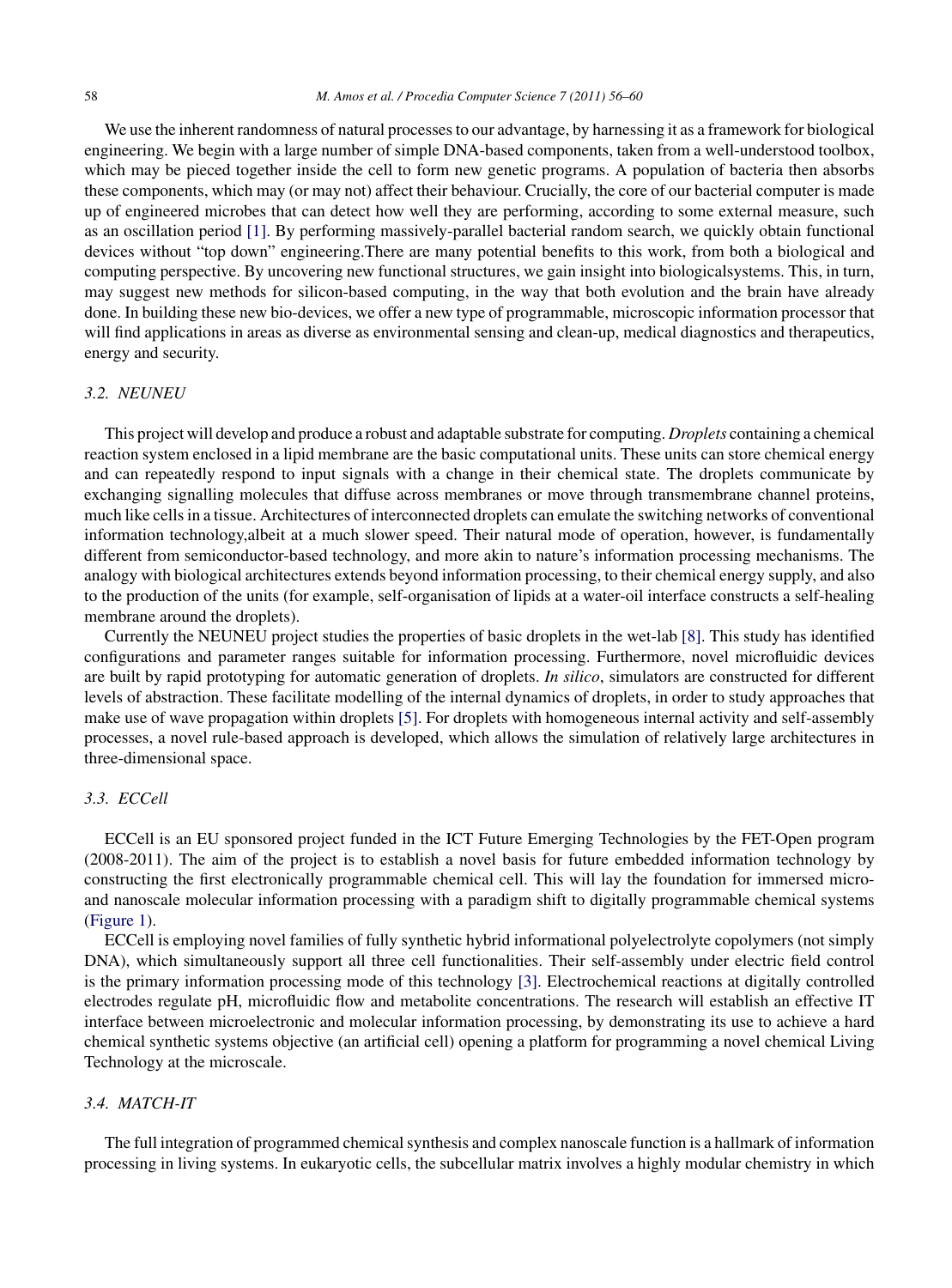We use the inherent randomness of natural processes to our advantage, by harnessing it as a framework for biological engineering. We begin with a large number of simple DNA-based components, taken from a well-understood toolbox, which may be pieced together inside the cell to form new genetic programs. A population of bacteria then absorbs these components, which may (or may not) affect their behaviour. Crucially, the core of our bacterial computer is made up of engineered microbes that can detect how well they are performing, according to some external measure, such as an oscillation period [1]. By performing massively-parallel bacterial random search, we quickly obtain functional devices without "top down" engineering.There are many potential benefits to this work, from both a biological and computing perspective. By uncovering new functional structures, we gain insight into biologicalsystems. This, in turn, may suggest new methods for silicon-based computing, in the way that both evolution and the brain have already done. In building these new bio-devices, we offer a new type of programmable, microscopic information processor that will find applications in areas as diverse as environmental sensing and clean-up, medical diagnostics and therapeutics, energy and security.

### *3.2. NEUNEU*

This project will develop and produce a robust and adaptable substrate for computing. *Droplets* containing a chemical reaction system enclosed in a lipid membrane are the basic computational units. These units can store chemical energy and can repeatedly respond to input signals with a change in their chemical state. The droplets communicate by exchanging signalling molecules that diffuse across membranes or move through transmembrane channel proteins, much like cells in a tissue. Architectures of interconnected droplets can emulate the switching networks of conventional information technology,albeit at a much slower speed. Their natural mode of operation, however, is fundamentally different from semiconductor-based technology, and more akin to nature's information processing mechanisms. The analogy with biological architectures extends beyond information processing, to their chemical energy supply, and also to the production of the units (for example, self-organisation of lipids at a water-oil interface constructs a self-healing membrane around the droplets).

Currently the NEUNEU project studies the properties of basic droplets in the wet-lab [8]. This study has identified configurations and parameter ranges suitable for information processing. Furthermore, novel microfluidic devices are built by rapid prototyping for automatic generation of droplets. *In silico*, simulators are constructed for different levels of abstraction. These facilitate modelling of the internal dynamics of droplets, in order to study approaches that make use of wave propagation within droplets [5]. For droplets with homogeneous internal activity and self-assembly processes, a novel rule-based approach is developed, which allows the simulation of relatively large architectures in three-dimensional space.

### *3.3. ECCell*

ECCell is an EU sponsored project funded in the ICT Future Emerging Technologies by the FET-Open program (2008-2011). The aim of the project is to establish a novel basis for future embedded information technology by constructing the first electronically programmable chemical cell. This will lay the foundation for immersed micro- and nanoscale molecular information processing with a paradigm shift to digitally programmable chemical systems (Figure 1).

ECCell is employing novel families of fully synthetic hybrid informational polyelectrolyte copolymers (not simply DNA), which simultaneously support all three cell functionalities. Their self-assembly under electric field control is the primary information processing mode of this technology [3]. Electrochemical reactions at digitally controlled electrodes regulate pH, microfluidic flow and metabolite concentrations. The research will establish an effective IT interface between microelectronic and molecular information processing, by demonstrating its use to achieve a hard chemical synthetic systems objective (an artificial cell) opening a platform for programming a novel chemical Living Technology at the microscale.

### *3.4. MATCH-IT*

The full integration of programmed chemical synthesis and complex nanoscale function is a hallmark of information processing in living systems. In eukaryotic cells, the subcellular matrix involves a highly modular chemistry in which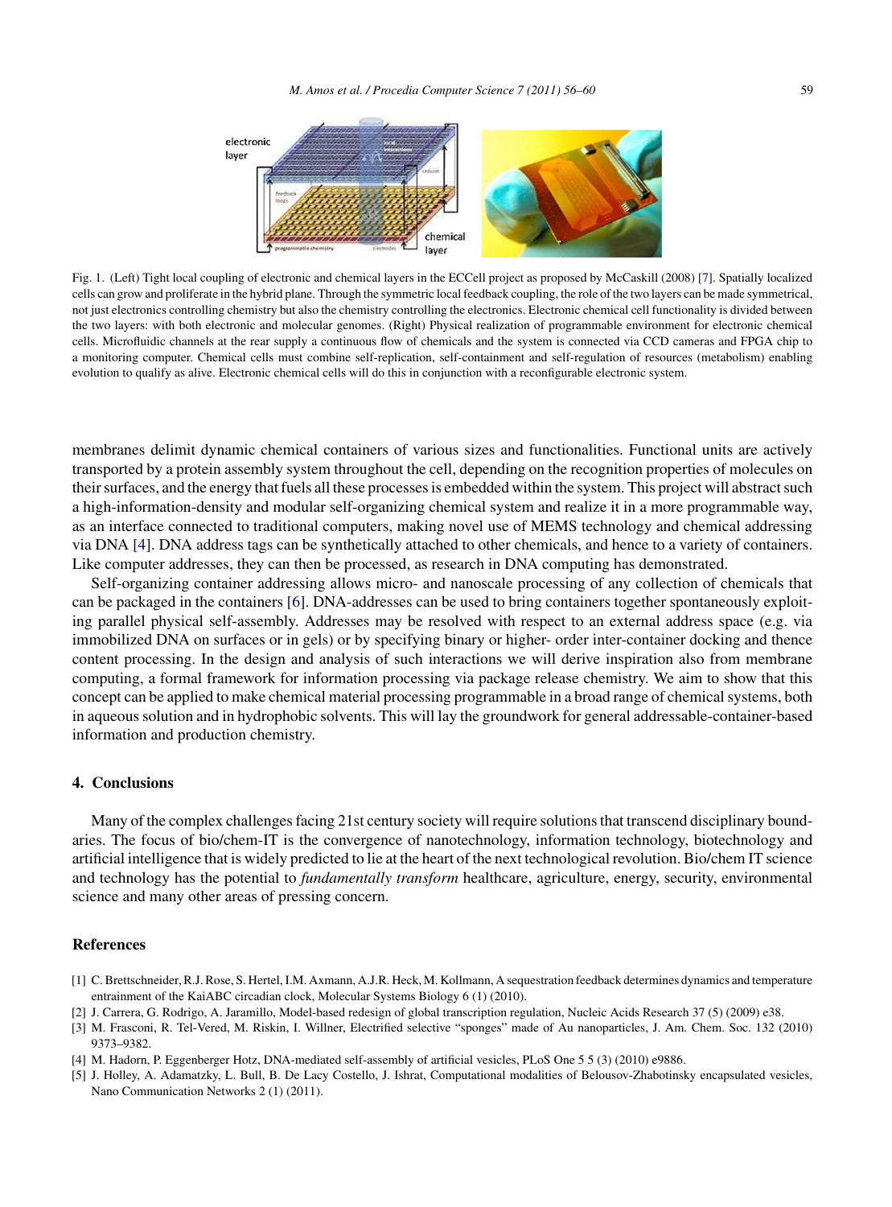Fig. 1. (Left) Tight local coupling of electronic and chemical layers in the ECCell project as proposed by McCaskill (2008) [7]. Spatially localized cells can grow and proliferate in the hybrid plane. Through the symmetric local feedback coupling, the role of the two layers can be made symmetrical, not just electronics controlling chemistry but also the chemistry controlling the electronics. Electronic chemical cell functionality is divided between the two layers: with both electronic and molecular genomes. (Right) Physical realization of programmable environment for electronic chemical cells. Microfluidic channels at the rear supply a continuous flow of chemicals and the system is connected via CCD cameras and FPGA chip to a monitoring computer. Chemical cells must combine self-replication, self-containment and self-regulation of resources (metabolism) enabling evolution to qualify as alive. Electronic chemical cells will do this in conjunction with a reconfigurable electronic system.

membranes delimit dynamic chemical containers of various sizes and functionalities. Functional units are actively transported by a protein assembly system throughout the cell, depending on the recognition properties of molecules on their surfaces, and the energy that fuels all these processes is embedded within the system. This project will abstract such a high-information-density and modular self-organizing chemical system and realize it in a more programmable way, as an interface connected to traditional computers, making novel use of MEMS technology and chemical addressing via DNA [4]. DNA address tags can be synthetically attached to other chemicals, and hence to a variety of containers. Like computer addresses, they can then be processed, as research in DNA computing has demonstrated.

Self-organizing container addressing allows micro- and nanoscale processing of any collection of chemicals that can be packaged in the containers [6]. DNA-addresses can be used to bring containers together spontaneously exploiting parallel physical self-assembly. Addresses may be resolved with respect to an external address space (e.g. via immobilized DNA on surfaces or in gels) or by specifying binary or higher- order inter-container docking and thence content processing. In the design and analysis of such interactions we will derive inspiration also from membrane computing, a formal framework for information processing via package release chemistry. We aim to show that this concept can be applied to make chemical material processing programmable in a broad range of chemical systems, both in aqueous solution and in hydrophobic solvents. This will lay the groundwork for general addressable-container-based information and production chemistry.

## 4. Conclusions

Many of the complex challenges facing 21st century society will require solutions that transcend disciplinary boundaries. The focus of bio/chem-IT is the convergence of nanotechnology, information technology, biotechnology and artificial intelligence that is widely predicted to lie at the heart of the next technological revolution. Bio/chem IT science and technology has the potential to *fundamentally transform* healthcare, agriculture, energy, security, environmental science and many other areas of pressing concern.

## References

[1] C. Brettschneider, R.J. Rose, S. Hertel, I.M. Axmann, A.J.R. Heck, M. Kollmann, A sequestration feedback determines dynamics and temperature entrainment of the KaiABC circadian clock, Molecular Systems Biology 6 (1) (2010).

[2] J. Carrera, G. Rodrigo, A. Jaramillo, Model-based redesign of global transcription regulation, Nucleic Acids Research 37 (5) (2009) e38.

[3] M. Frasconi, R. Tel-Vered, M. Riskin, I. Willner, Electrified selective "sponges" made of Au nanoparticles, J. Am. Chem. Soc. 132 (2010) 9373–9382.

[4] M. Hadorn, P. Eggenberger Hotz, DNA-mediated self-assembly of artificial vesicles, PLoS One 5 5 (3) (2010) e9886.

[5] J. Holley, A. Adamatzky, L. Bull, B. De Lacy Costello, J. Ishrat, Computational modalities of Belousov-Zhabotinsky encapsulated vesicles, Nano Communication Networks 2 (1) (2011).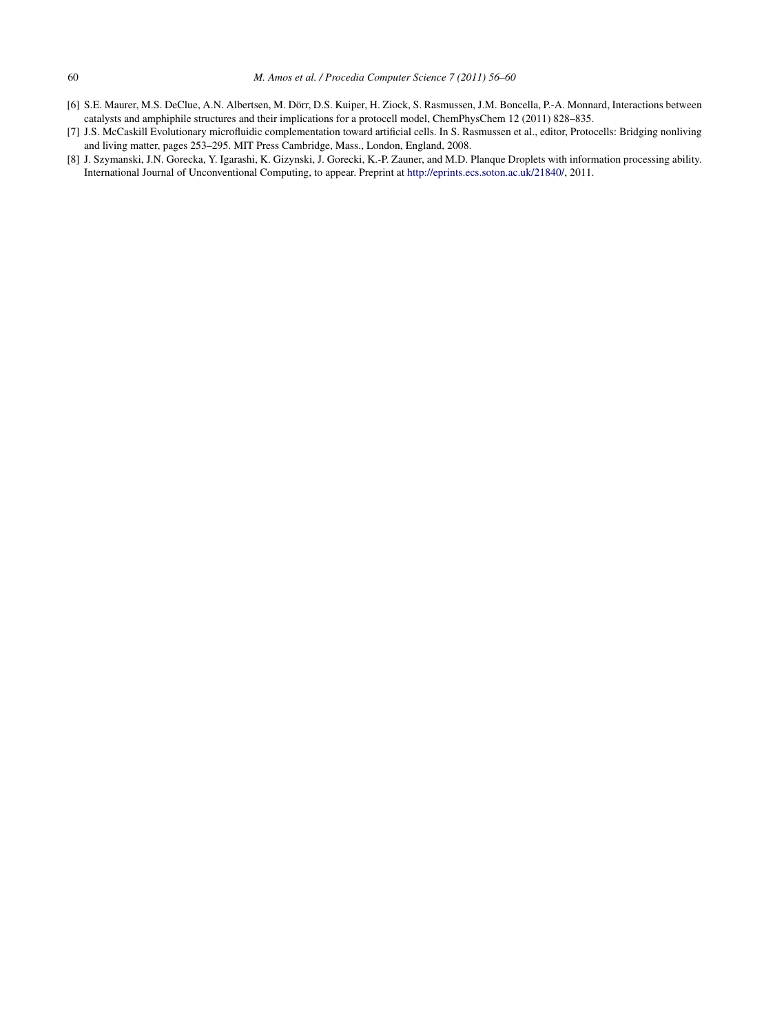[6] S.E. Maurer, M.S. DeClue, A.N. Albertsen, M. Dörr, D.S. Kuiper, H. Ziock, S. Rasmussen, J.M. Boncella, P.-A. Monnard, Interactions between catalysts and amphiphile structures and their implications for a protocell model, ChemPhysChem 12 (2011) 828–835.

[7] J.S. McCaskill Evolutionary microfluidic complementation toward artificial cells. In S. Rasmussen et al., editor, Protocells: Bridging nonliving and living matter, pages 253–295. MIT Press Cambridge, Mass., London, England, 2008.

[8] J. Szymanski, J.N. Gorecka, Y. Igarashi, K. Gizynski, J. Gorecki, K.-P. Zauner, and M.D. Planque Droplets with information processing ability. International Journal of Unconventional Computing, to appear. Preprint at http://eprints.ecs.soton.ac.uk/21840/, 2011.